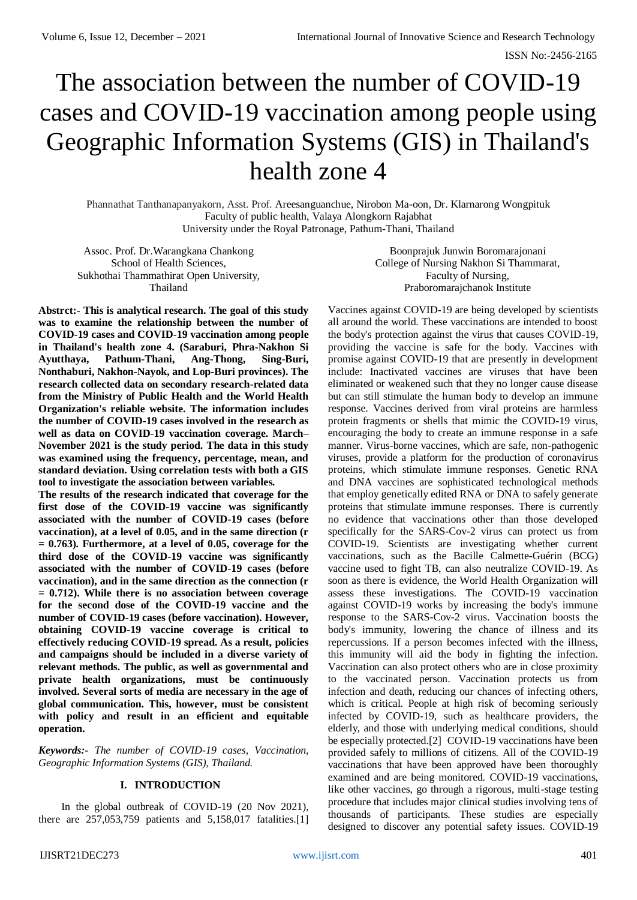# The association between the number of COVID-19 cases and COVID-19 vaccination among people using Geographic Information Systems (GIS) in Thailand's health zone 4

Phannathat Tanthanapanyakorn, Asst. Prof. Areesanguanchue, Nirobon Ma-oon, Dr. Klarnarong Wongpituk
Faculty of public health, Valaya Alongkorn Rajabhat
University under the Royal Patronage, Pathum-Thani, Thailand

Assoc. Prof. Dr.Warangkana Chankong
School of Health Sciences,
Sukhothai Thammathirat Open University,
Thailand

Boonprajuk Junwin Boromarajonani
College of Nursing Nakhon Si Thammarat,
Faculty of Nursing,
Praboromarajchanok Institute

**Abstrct:- This is analytical research. The goal of this study was to examine the relationship between the number of COVID-19 cases and COVID-19 vaccination among people in Thailand's health zone 4. (Saraburi, Phra-Nakhon Si Ayutthaya, Pathum-Thani, Ang-Thong, Sing-Buri, Nonthaburi, Nakhon-Nayok, and Lop-Buri provinces). The research collected data on secondary research-related data from the Ministry of Public Health and the World Health Organization's reliable website. The information includes the number of COVID-19 cases involved in the research as well as data on COVID-19 vaccination coverage. March–November 2021 is the study period. The data in this study was examined using the frequency, percentage, mean, and standard deviation. Using correlation tests with both a GIS tool to investigate the association between variables.**

**The results of the research indicated that coverage for the first dose of the COVID-19 vaccine was significantly associated with the number of COVID-19 cases (before vaccination), at a level of 0.05, and in the same direction (r = 0.763). Furthermore, at a level of 0.05, coverage for the third dose of the COVID-19 vaccine was significantly associated with the number of COVID-19 cases (before vaccination), and in the same direction as the connection (r = 0.712). While there is no association between coverage for the second dose of the COVID-19 vaccine and the number of COVID-19 cases (before vaccination). However, obtaining COVID-19 vaccine coverage is critical to effectively reducing COVID-19 spread. As a result, policies and campaigns should be included in a diverse variety of relevant methods. The public, as well as governmental and private health organizations, must be continuously involved. Several sorts of media are necessary in the age of global communication. This, however, must be consistent with policy and result in an efficient and equitable operation.**

***Keywords:-*** *The number of COVID-19 cases, Vaccination, Geographic Information Systems (GIS), Thailand.*

## I. INTRODUCTION

In the global outbreak of COVID-19 (20 Nov 2021), there are 257,053,759 patients and 5,158,017 fatalities.[1] Vaccines against COVID-19 are being developed by scientists all around the world. These vaccinations are intended to boost the body's protection against the virus that causes COVID-19, providing the vaccine is safe for the body. Vaccines with promise against COVID-19 that are presently in development include: Inactivated vaccines are viruses that have been eliminated or weakened such that they no longer cause disease but can still stimulate the human body to develop an immune response. Vaccines derived from viral proteins are harmless protein fragments or shells that mimic the COVID-19 virus, encouraging the body to create an immune response in a safe manner. Virus-borne vaccines, which are safe, non-pathogenic viruses, provide a platform for the production of coronavirus proteins, which stimulate immune responses. Genetic RNA and DNA vaccines are sophisticated technological methods that employ genetically edited RNA or DNA to safely generate proteins that stimulate immune responses. There is currently no evidence that vaccinations other than those developed specifically for the SARS-Cov-2 virus can protect us from COVID-19. Scientists are investigating whether current vaccinations, such as the Bacille Calmette-Guérin (BCG) vaccine used to fight TB, can also neutralize COVID-19. As soon as there is evidence, the World Health Organization will assess these investigations. The COVID-19 vaccination against COVID-19 works by increasing the body's immune response to the SARS-Cov-2 virus. Vaccination boosts the body's immunity, lowering the chance of illness and its repercussions. If a person becomes infected with the illness, this immunity will aid the body in fighting the infection. Vaccination can also protect others who are in close proximity to the vaccinated person. Vaccination protects us from infection and death, reducing our chances of infecting others, which is critical. People at high risk of becoming seriously infected by COVID-19, such as healthcare providers, the elderly, and those with underlying medical conditions, should be especially protected.[2] COVID-19 vaccinations have been provided safely to millions of citizens. All of the COVID-19 vaccinations that have been approved have been thoroughly examined and are being monitored. COVID-19 vaccinations, like other vaccines, go through a rigorous, multi-stage testing procedure that includes major clinical studies involving tens of thousands of participants. These studies are especially designed to discover any potential safety issues. COVID-19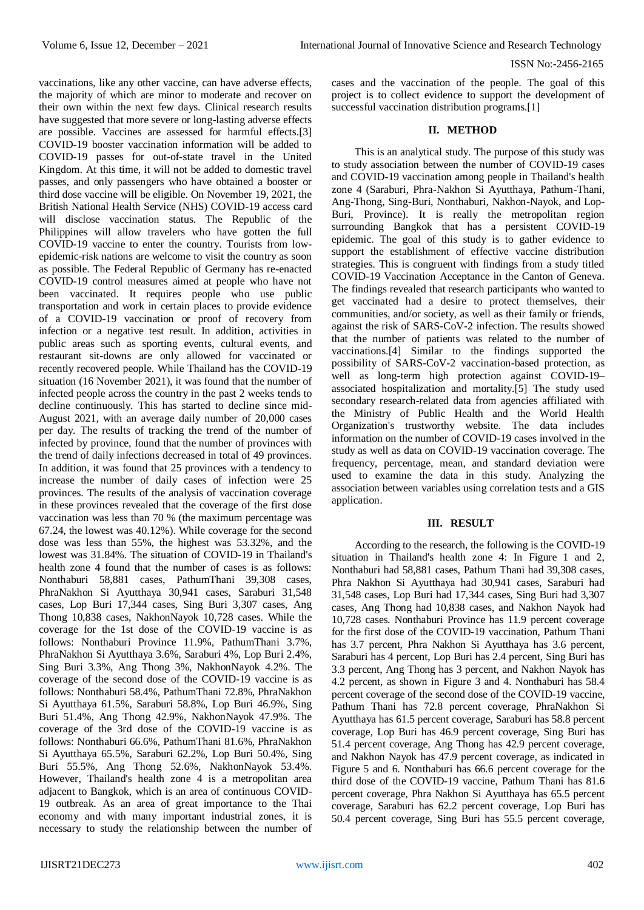vaccinations, like any other vaccine, can have adverse effects, the majority of which are minor to moderate and recover on their own within the next few days. Clinical research results have suggested that more severe or long-lasting adverse effects are possible. Vaccines are assessed for harmful effects.[3] COVID-19 booster vaccination information will be added to COVID-19 passes for out-of-state travel in the United Kingdom. At this time, it will not be added to domestic travel passes, and only passengers who have obtained a booster or third dose vaccine will be eligible. On November 19, 2021, the British National Health Service (NHS) COVID-19 access card will disclose vaccination status. The Republic of the Philippines will allow travelers who have gotten the full COVID-19 vaccine to enter the country. Tourists from low-epidemic-risk nations are welcome to visit the country as soon as possible. The Federal Republic of Germany has re-enacted COVID-19 control measures aimed at people who have not been vaccinated. It requires people who use public transportation and work in certain places to provide evidence of a COVID-19 vaccination or proof of recovery from infection or a negative test result. In addition, activities in public areas such as sporting events, cultural events, and restaurant sit-downs are only allowed for vaccinated or recently recovered people. While Thailand has the COVID-19 situation (16 November 2021), it was found that the number of infected people across the country in the past 2 weeks tends to decline continuously. This has started to decline since mid-August 2021, with an average daily number of 20,000 cases per day. The results of tracking the trend of the number of infected by province, found that the number of provinces with the trend of daily infections decreased in total of 49 provinces. In addition, it was found that 25 provinces with a tendency to increase the number of daily cases of infection were 25 provinces. The results of the analysis of vaccination coverage in these provinces revealed that the coverage of the first dose vaccination was less than 70 % (the maximum percentage was 67.24, the lowest was 40.12%). While coverage for the second dose was less than 55%, the highest was 53.32%, and the lowest was 31.84%. The situation of COVID-19 in Thailand's health zone 4 found that the number of cases is as follows: Nonthaburi 58,881 cases, PathumThani 39,308 cases, PhraNakhon Si Ayutthaya 30,941 cases, Saraburi 31,548 cases, Lop Buri 17,344 cases, Sing Buri 3,307 cases, Ang Thong 10,838 cases, NakhonNayok 10,728 cases. While the coverage for the 1st dose of the COVID-19 vaccine is as follows: Nonthaburi Province 11.9%, PathumThani 3.7%, PhraNakhon Si Ayutthaya 3.6%, Saraburi 4%, Lop Buri 2.4%, Sing Buri 3.3%, Ang Thong 3%, NakhonNayok 4.2%. The coverage of the second dose of the COVID-19 vaccine is as follows: Nonthaburi 58.4%, PathumThani 72.8%, PhraNakhon Si Ayutthaya 61.5%, Saraburi 58.8%, Lop Buri 46.9%, Sing Buri 51.4%, Ang Thong 42.9%, NakhonNayok 47.9%. The coverage of the 3rd dose of the COVID-19 vaccine is as follows: Nonthaburi 66.6%, PathumThani 81.6%, PhraNakhon Si Ayutthaya 65.5%, Saraburi 62.2%, Lop Buri 50.4%, Sing Buri 55.5%, Ang Thong 52.6%, NakhonNayok 53.4%. However, Thailand's health zone 4 is a metropolitan area adjacent to Bangkok, which is an area of continuous COVID-19 outbreak. As an area of great importance to the Thai economy and with many important industrial zones, it is necessary to study the relationship between the number of cases and the vaccination of the people. The goal of this project is to collect evidence to support the development of successful vaccination distribution programs.[1]

## II. METHOD

This is an analytical study. The purpose of this study was to study association between the number of COVID-19 cases and COVID-19 vaccination among people in Thailand's health zone 4 (Saraburi, Phra-Nakhon Si Ayutthaya, Pathum-Thani, Ang-Thong, Sing-Buri, Nonthaburi, Nakhon-Nayok, and Lop-Buri, Province). It is really the metropolitan region surrounding Bangkok that has a persistent COVID-19 epidemic. The goal of this study is to gather evidence to support the establishment of effective vaccine distribution strategies. This is congruent with findings from a study titled COVID-19 Vaccination Acceptance in the Canton of Geneva. The findings revealed that research participants who wanted to get vaccinated had a desire to protect themselves, their communities, and/or society, as well as their family or friends, against the risk of SARS-CoV-2 infection. The results showed that the number of patients was related to the number of vaccinations.[4] Similar to the findings supported the possibility of SARS-CoV-2 vaccination-based protection, as well as long-term high protection against COVID-19–associated hospitalization and mortality.[5] The study used secondary research-related data from agencies affiliated with the Ministry of Public Health and the World Health Organization's trustworthy website. The data includes information on the number of COVID-19 cases involved in the study as well as data on COVID-19 vaccination coverage. The frequency, percentage, mean, and standard deviation were used to examine the data in this study. Analyzing the association between variables using correlation tests and a GIS application.

## III. RESULT

According to the research, the following is the COVID-19 situation in Thailand's health zone 4: In Figure 1 and 2, Nonthaburi had 58,881 cases, Pathum Thani had 39,308 cases, Phra Nakhon Si Ayutthaya had 30,941 cases, Saraburi had 31,548 cases, Lop Buri had 17,344 cases, Sing Buri had 3,307 cases, Ang Thong had 10,838 cases, and Nakhon Nayok had 10,728 cases. Nonthaburi Province has 11.9 percent coverage for the first dose of the COVID-19 vaccination, Pathum Thani has 3.7 percent, Phra Nakhon Si Ayutthaya has 3.6 percent, Saraburi has 4 percent, Lop Buri has 2.4 percent, Sing Buri has 3.3 percent, Ang Thong has 3 percent, and Nakhon Nayok has 4.2 percent, as shown in Figure 3 and 4. Nonthaburi has 58.4 percent coverage of the second dose of the COVID-19 vaccine, Pathum Thani has 72.8 percent coverage, PhraNakhon Si Ayutthaya has 61.5 percent coverage, Saraburi has 58.8 percent coverage, Lop Buri has 46.9 percent coverage, Sing Buri has 51.4 percent coverage, Ang Thong has 42.9 percent coverage, and Nakhon Nayok has 47.9 percent coverage, as indicated in Figure 5 and 6. Nonthaburi has 66.6 percent coverage for the third dose of the COVID-19 vaccine, Pathum Thani has 81.6 percent coverage, Phra Nakhon Si Ayutthaya has 65.5 percent coverage, Saraburi has 62.2 percent coverage, Lop Buri has 50.4 percent coverage, Sing Buri has 55.5 percent coverage,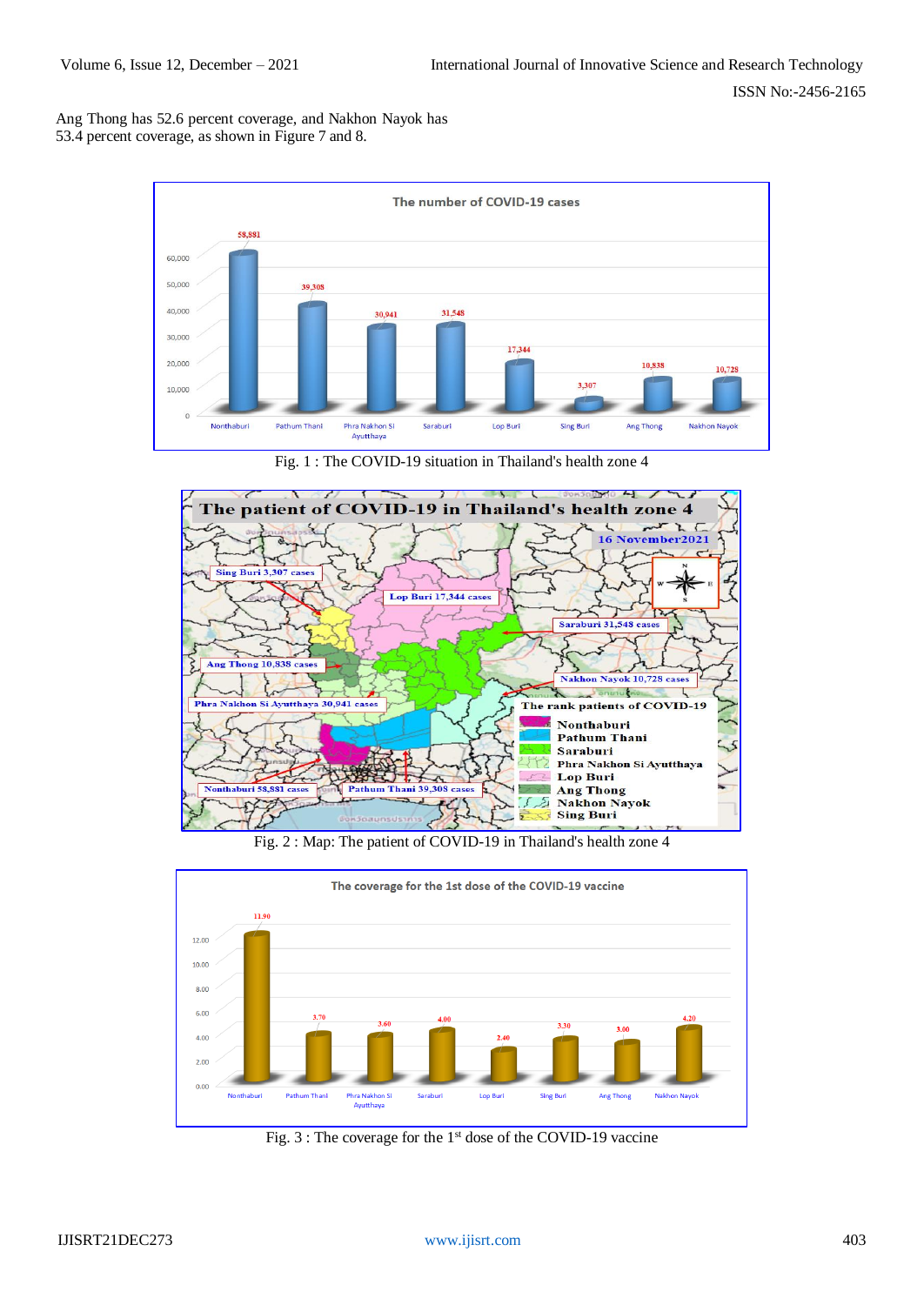Ang Thong has 52.6 percent coverage, and Nakhon Nayok has 53.4 percent coverage, as shown in Figure 7 and 8.

Fig. 1 : The COVID-19 situation in Thailand's health zone 4

Fig. 2 : Map: The patient of COVID-19 in Thailand's health zone 4

Fig. 3 : The coverage for the 1st dose of the COVID-19 vaccine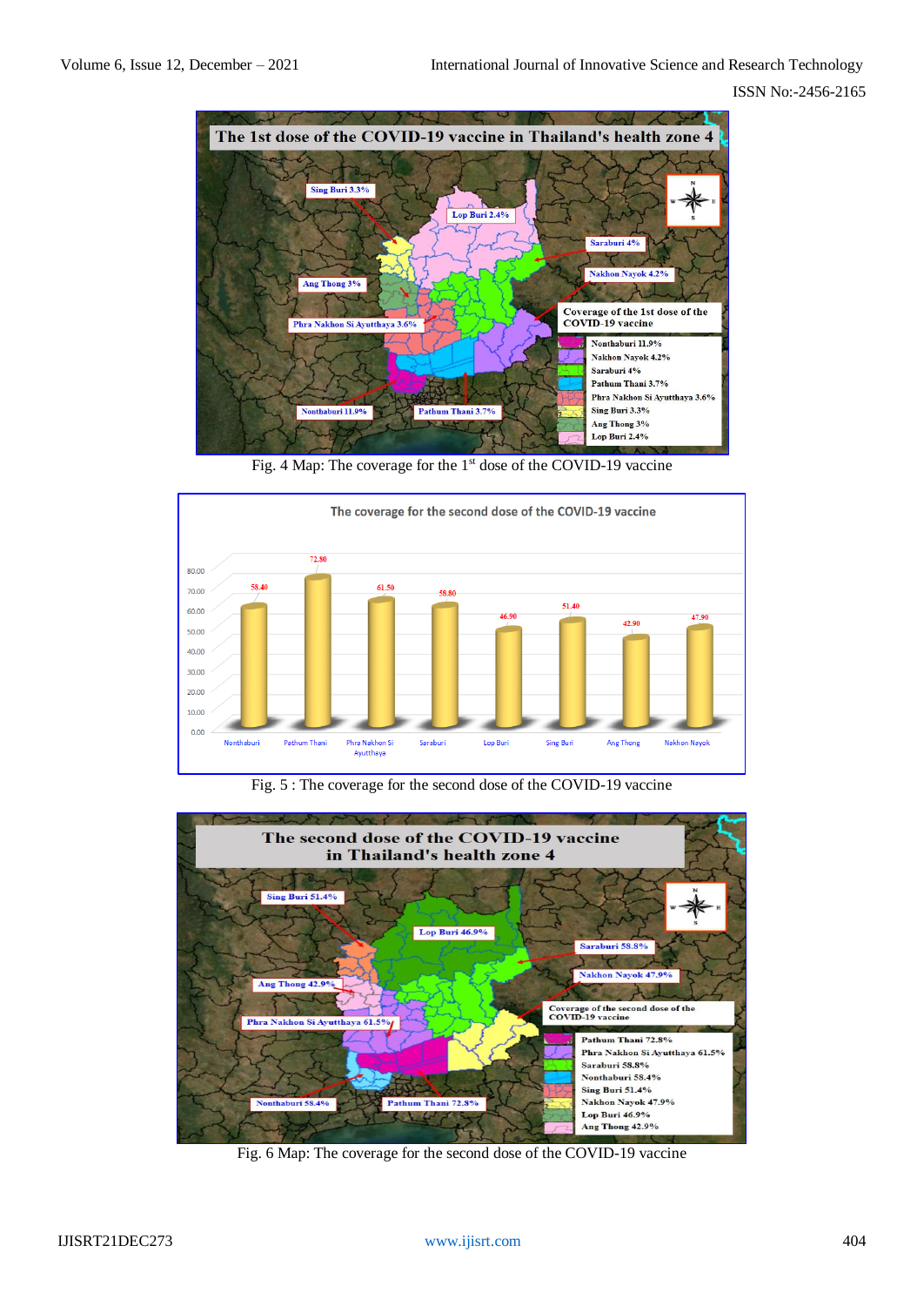Fig. 4 Map: The coverage for the 1[st] dose of the COVID-19 vaccine

Fig. 5 : The coverage for the second dose of the COVID-19 vaccine

Fig. 6 Map: The coverage for the second dose of the COVID-19 vaccine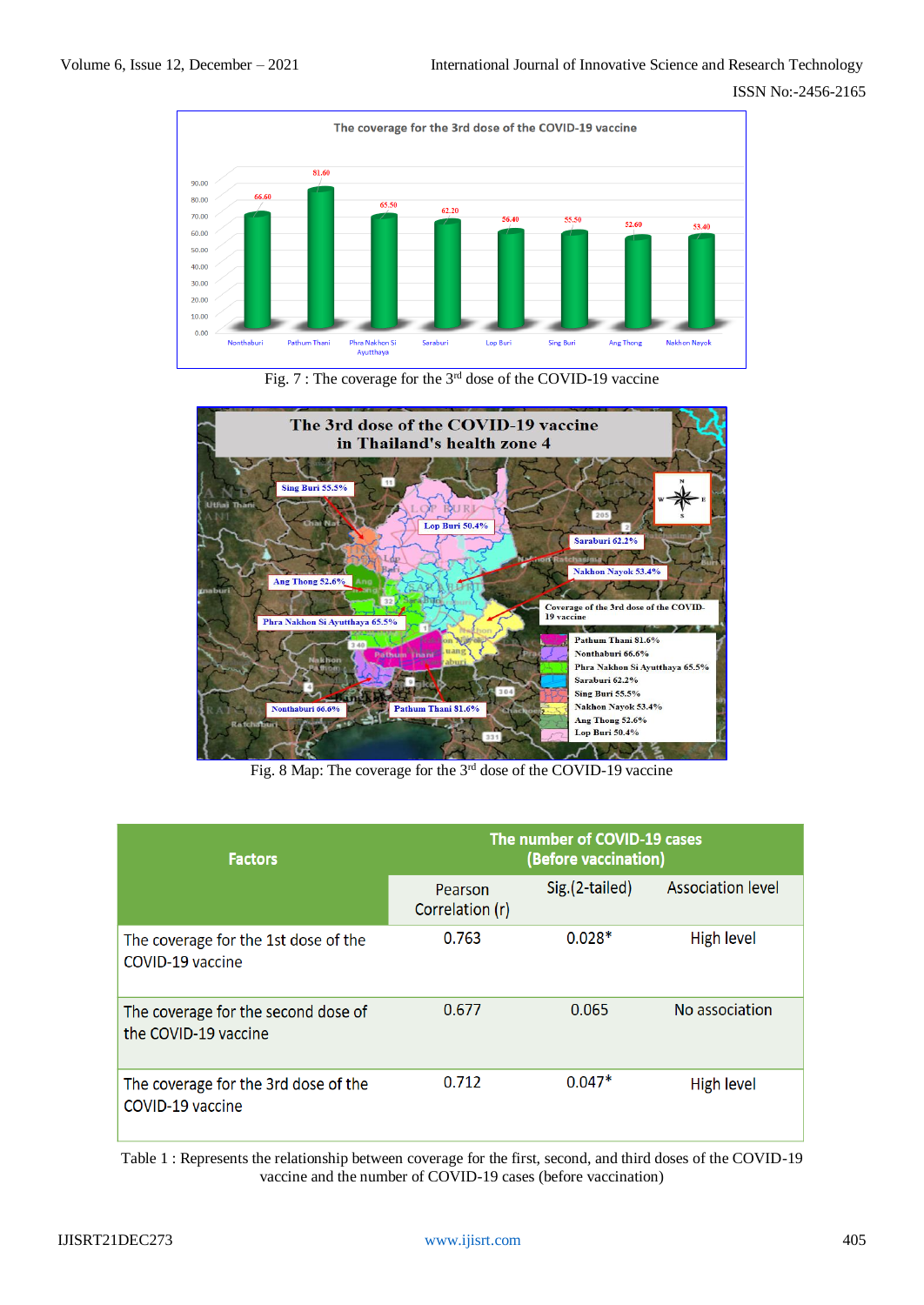Fig. 7 : The coverage for the 3rd dose of the COVID-19 vaccine

Fig. 8 Map: The coverage for the 3rd dose of the COVID-19 vaccine

| Factors | The number of COVID-19 cases (Before vaccination) | | |
|---|---|---|---|
| | Pearson Correlation (r) | Sig.(2-tailed) | Association level |
| The coverage for the 1st dose of the COVID-19 vaccine | 0.763 | 0.028* | High level |
| The coverage for the second dose of the COVID-19 vaccine | 0.677 | 0.065 | No association |
| The coverage for the 3rd dose of the COVID-19 vaccine | 0.712 | 0.047* | High level |

Table 1 : Represents the relationship between coverage for the first, second, and third doses of the COVID-19 vaccine and the number of COVID-19 cases (before vaccination)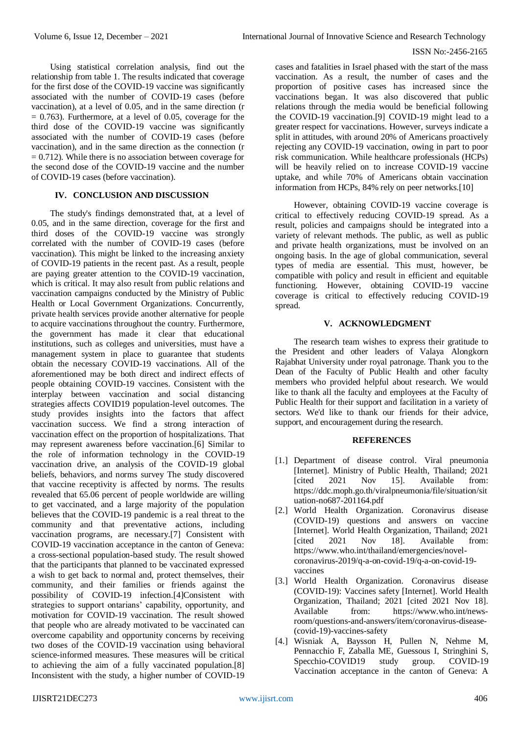Using statistical correlation analysis, find out the relationship from table 1. The results indicated that coverage for the first dose of the COVID-19 vaccine was significantly associated with the number of COVID-19 cases (before vaccination), at a level of 0.05, and in the same direction ($r = 0.763$). Furthermore, at a level of 0.05, coverage for the third dose of the COVID-19 vaccine was significantly associated with the number of COVID-19 cases (before vaccination), and in the same direction as the connection ($r = 0.712$). While there is no association between coverage for the second dose of the COVID-19 vaccine and the number of COVID-19 cases (before vaccination).

## IV. CONCLUSION AND DISCUSSION

The study's findings demonstrated that, at a level of 0.05, and in the same direction, coverage for the first and third doses of the COVID-19 vaccine was strongly correlated with the number of COVID-19 cases (before vaccination). This might be linked to the increasing anxiety of COVID-19 patients in the recent past. As a result, people are paying greater attention to the COVID-19 vaccination, which is critical. It may also result from public relations and vaccination campaigns conducted by the Ministry of Public Health or Local Government Organizations. Concurrently, private health services provide another alternative for people to acquire vaccinations throughout the country. Furthermore, the government has made it clear that educational institutions, such as colleges and universities, must have a management system in place to guarantee that students obtain the necessary COVID-19 vaccinations. All of the aforementioned may be both direct and indirect effects of people obtaining COVID-19 vaccines. Consistent with the interplay between vaccination and social distancing strategies affects COVID19 population-level outcomes. The study provides insights into the factors that affect vaccination success. We find a strong interaction of vaccination effect on the proportion of hospitalizations. That may represent awareness before vaccination.[6] Similar to the role of information technology in the COVID-19 vaccination drive, an analysis of the COVID-19 global beliefs, behaviors, and norms survey The study discovered that vaccine receptivity is affected by norms. The results revealed that 65.06 percent of people worldwide are willing to get vaccinated, and a large majority of the population believes that the COVID-19 pandemic is a real threat to the community and that preventative actions, including vaccination programs, are necessary.[7] Consistent with COVID-19 vaccination acceptance in the canton of Geneva: a cross-sectional population-based study. The result showed that the participants that planned to be vaccinated expressed a wish to get back to normal and, protect themselves, their community, and their families or friends against the possibility of COVID-19 infection.[4]Consistent with strategies to support ontarians' capability, opportunity, and motivation for COVID-19 vaccination. The result showed that people who are already motivated to be vaccinated can overcome capability and opportunity concerns by receiving two doses of the COVID-19 vaccination using behavioral science-informed measures. These measures will be critical to achieving the aim of a fully vaccinated population.[8] Inconsistent with the study, a higher number of COVID-19 cases and fatalities in Israel phased with the start of the mass vaccination. As a result, the number of cases and the proportion of positive cases has increased since the vaccinations began. It was also discovered that public relations through the media would be beneficial following the COVID-19 vaccination.[9] COVID-19 might lead to a greater respect for vaccinations. However, surveys indicate a split in attitudes, with around 20% of Americans proactively rejecting any COVID-19 vaccination, owing in part to poor risk communication. While healthcare professionals (HCPs) will be heavily relied on to increase COVID-19 vaccine uptake, and while 70% of Americans obtain vaccination information from HCPs, 84% rely on peer networks.[10]

However, obtaining COVID-19 vaccine coverage is critical to effectively reducing COVID-19 spread. As a result, policies and campaigns should be integrated into a variety of relevant methods. The public, as well as public and private health organizations, must be involved on an ongoing basis. In the age of global communication, several types of media are essential. This must, however, be compatible with policy and result in efficient and equitable functioning. However, obtaining COVID-19 vaccine coverage is critical to effectively reducing COVID-19 spread.

## V. ACKNOWLEDGMENT

The research team wishes to express their gratitude to the President and other leaders of Valaya Alongkorn Rajabhat University under royal patronage. Thank you to the Dean of the Faculty of Public Health and other faculty members who provided helpful about research. We would like to thank all the faculty and employees at the Faculty of Public Health for their support and facilitation in a variety of sectors. We'd like to thank our friends for their advice, support, and encouragement during the research.

## REFERENCES

[1.] Department of disease control. Viral pneumonia [Internet]. Ministry of Public Health, Thailand; 2021 [cited 2021 Nov 15]. Available from: https://ddc.moph.go.th/viralpneumonia/file/situation/situation-no687-201164.pdf

[2.] World Health Organization. Coronavirus disease (COVID-19) questions and answers on vaccine [Internet]. World Health Organization, Thailand; 2021 [cited 2021 Nov 18]. Available from: https://www.who.int/thailand/emergencies/novel-coronavirus-2019/q-a-on-covid-19/q-a-on-covid-19-vaccines

[3.] World Health Organization. Coronavirus disease (COVID-19): Vaccines safety [Internet]. World Health Organization, Thailand; 2021 [cited 2021 Nov 18]. Available from: https://www.who.int/news-room/questions-and-answers/item/coronavirus-disease-(covid-19)-vaccines-safety

[4.] Wisniak A, Baysson H, Pullen N, Nehme M, Pennacchio F, Zaballa ME, Guessous I, Stringhini S, Specchio-COVID19 study group. COVID-19 Vaccination acceptance in the canton of Geneva: A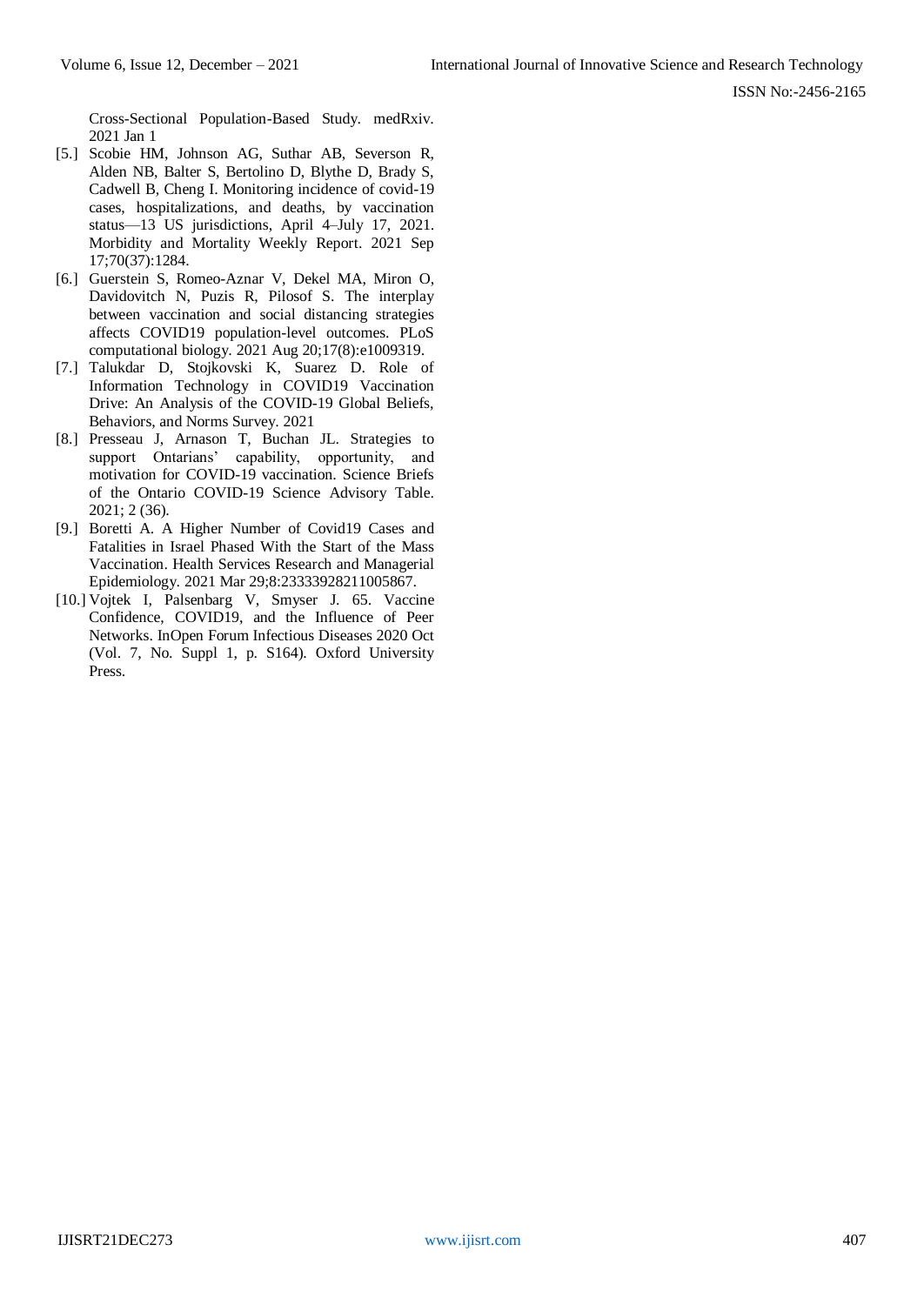Cross-Sectional Population-Based Study. medRxiv. 2021 Jan 1

[5.] Scobie HM, Johnson AG, Suthar AB, Severson R, Alden NB, Balter S, Bertolino D, Blythe D, Brady S, Cadwell B, Cheng I. Monitoring incidence of covid-19 cases, hospitalizations, and deaths, by vaccination status—13 US jurisdictions, April 4–July 17, 2021. Morbidity and Mortality Weekly Report. 2021 Sep 17;70(37):1284.

[6.] Guerstein S, Romeo-Aznar V, Dekel MA, Miron O, Davidovitch N, Puzis R, Pilosof S. The interplay between vaccination and social distancing strategies affects COVID19 population-level outcomes. PLoS computational biology. 2021 Aug 20;17(8):e1009319.

[7.] Talukdar D, Stojkovski K, Suarez D. Role of Information Technology in COVID19 Vaccination Drive: An Analysis of the COVID-19 Global Beliefs, Behaviors, and Norms Survey. 2021

[8.] Presseau J, Arnason T, Buchan JL. Strategies to support Ontarians' capability, opportunity, and motivation for COVID-19 vaccination. Science Briefs of the Ontario COVID-19 Science Advisory Table. 2021; 2 (36).

[9.] Boretti A. A Higher Number of Covid19 Cases and Fatalities in Israel Phased With the Start of the Mass Vaccination. Health Services Research and Managerial Epidemiology. 2021 Mar 29;8:23333928211005867.

[10.] Vojtek I, Palsenbarg V, Smyser J. 65. Vaccine Confidence, COVID19, and the Influence of Peer Networks. InOpen Forum Infectious Diseases 2020 Oct (Vol. 7, No. Suppl 1, p. S164). Oxford University Press.